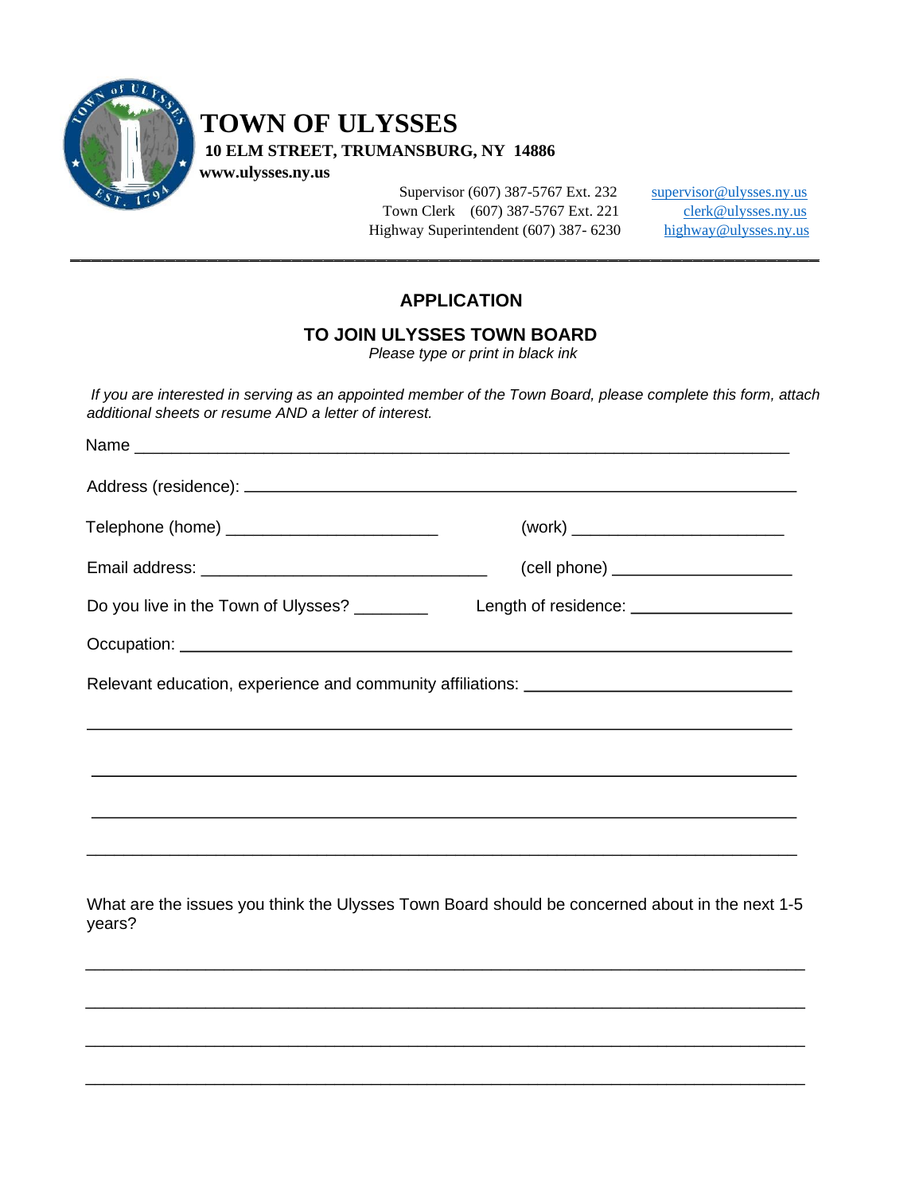# TOWN OF ULYSSES

**10 ELM STREET, TRUMANSBURG, NY 14886**

**www.ulysses.ny.us**

Supervisor (607) 387-5767 Ext. 232 supervisor@ulysses.ny.us
Town Clerk (607) 387-5767 Ext. 221 clerk@ulysses.ny.us
Highway Superintendent (607) 387- 6230 highway@ulysses.ny.us

---

## APPLICATION

## TO JOIN ULYSSES TOWN BOARD

*Please type or print in black ink*

*If you are interested in serving as an appointed member of the Town Board, please complete this form, attach additional sheets or resume AND a letter of interest.*

Name ____________________________________________________________

Address (residence): ______________________________________________________

Telephone (home) ______________________ (work) ______________________

Email address: ______________________________ (cell phone) __________________

Do you live in the Town of Ulysses? ________ Length of residence: ________________

Occupation: ______________________________________________________________

Relevant education, experience and community affiliations: ___________________________

__________________________________________________________________________

__________________________________________________________________________

__________________________________________________________________________

__________________________________________________________________________

What are the issues you think the Ulysses Town Board should be concerned about in the next 1-5 years?

__________________________________________________________________________

__________________________________________________________________________

__________________________________________________________________________

__________________________________________________________________________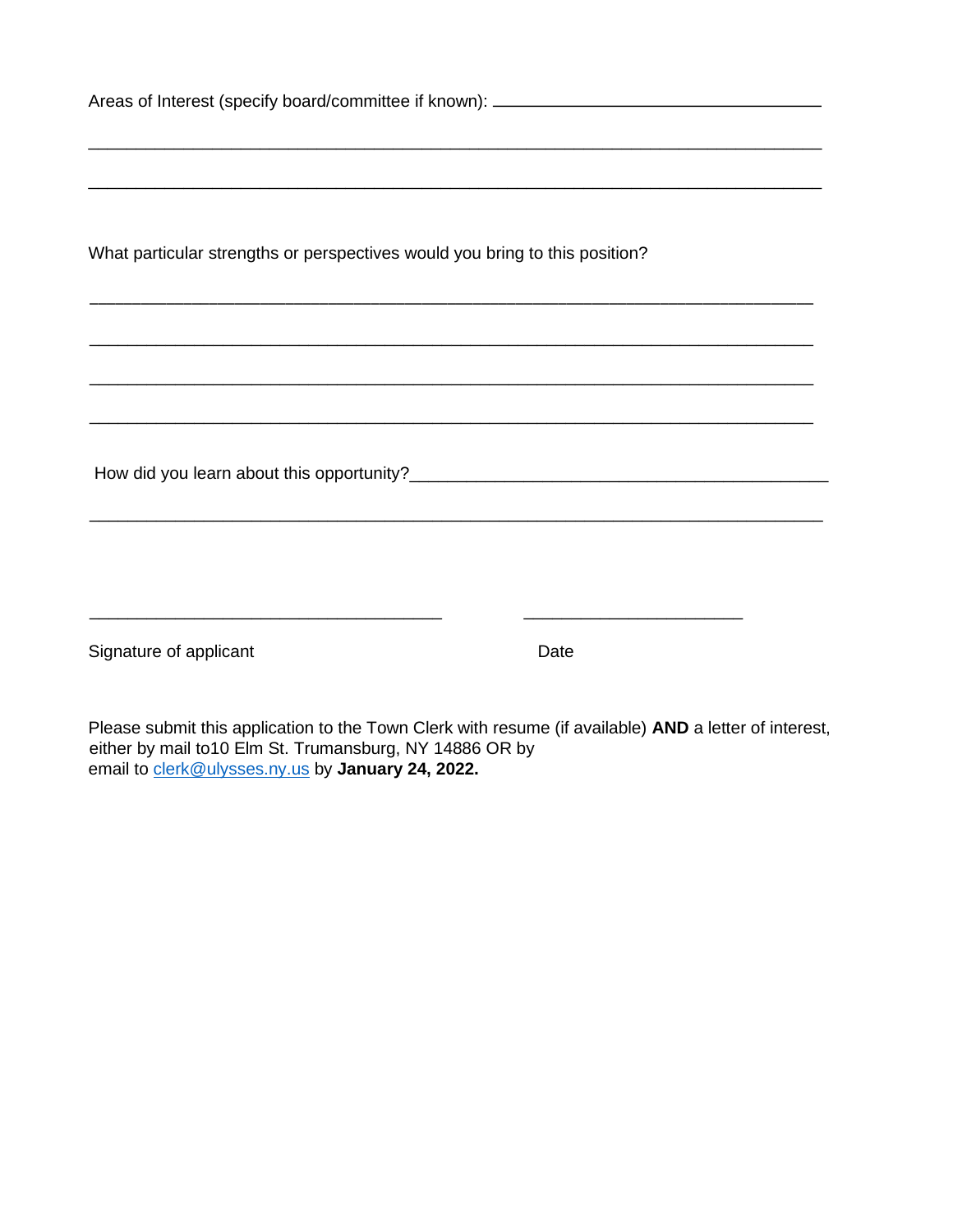Areas of Interest (specify board/committee if known): ___________________________________

_______________________________________________________________________________

_______________________________________________________________________________

What particular strengths or perspectives would you bring to this position?

_______________________________________________________________________________

_______________________________________________________________________________

_______________________________________________________________________________

_______________________________________________________________________________

How did you learn about this opportunity?_____________________________________________

_______________________________________________________________________________

_____________________________________ ________________________

Signature of applicant Date

Please submit this application to the Town Clerk with resume (if available) **AND** a letter of interest, either by mail to10 Elm St. Trumansburg, NY 14886 OR by email to clerk@ulysses.ny.us by **January 24, 2022.**